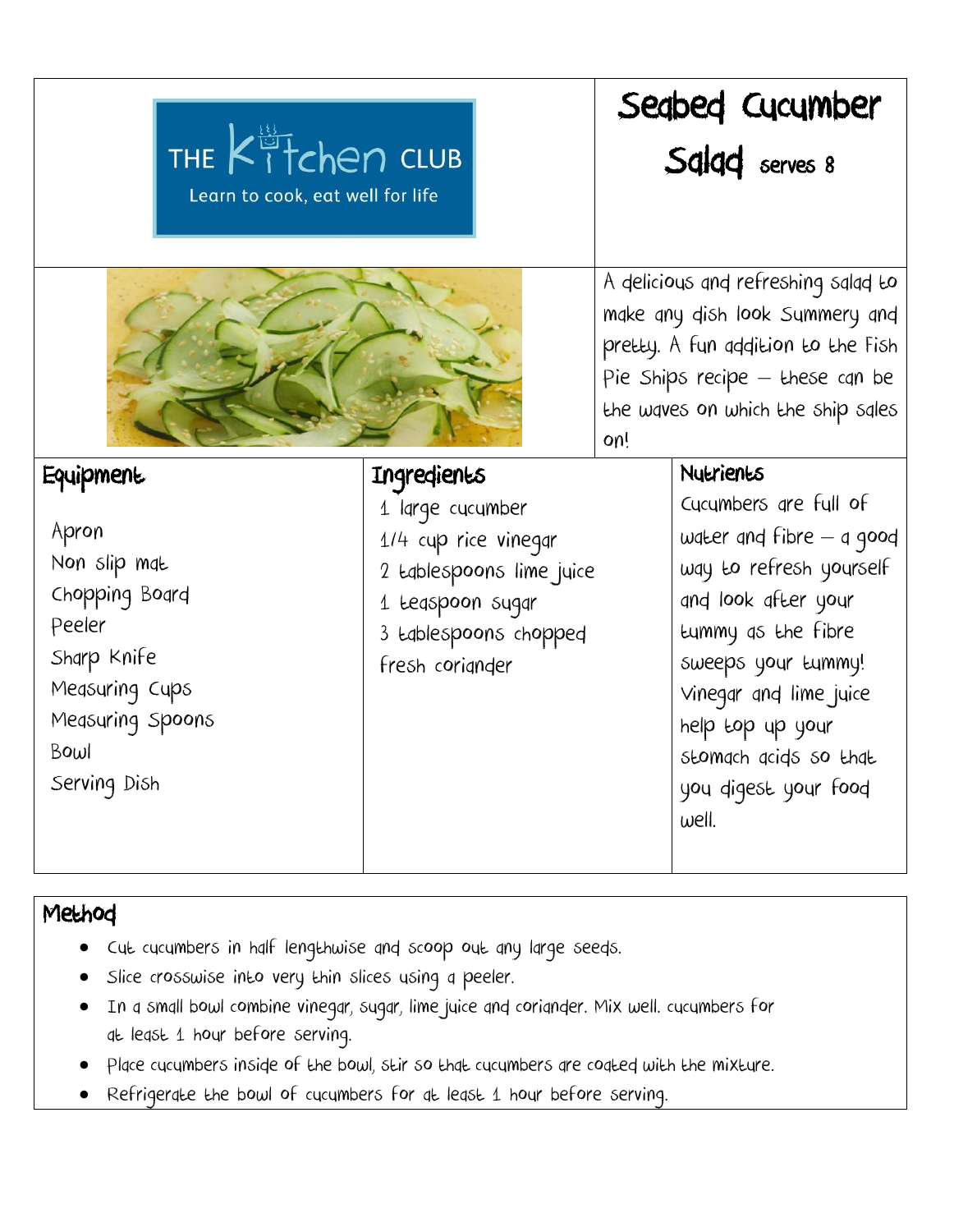THE Kitchen CLUB

Learn to cook, eat well for life

# Seabed Cucumber Salad serves 8

A delicious and refreshing salad to make any dish look Summery and pretty. A fun addition to the Fish Pie Ships recipe – these can be the waves on which the ship sales on!

## Equipment

Apron
Non slip mat
Chopping Board
Peeler
Sharp Knife
Measuring Cups
Measuring Spoons
Bowl
Serving Dish

## Ingredients

1 large cucumber
1/4 cup rice vinegar
2 tablespoons lime juice
1 teaspoon sugar
3 tablespoons chopped fresh coriander

## Nutrients

Cucumbers are full of water and fibre – a good way to refresh yourself and look after your tummy as the fibre sweeps your tummy! Vinegar and lime juice help top up your stomach acids so that you digest your food well.

## Method

- Cut cucumbers in half lengthwise and scoop out any large seeds.
- Slice crosswise into very thin slices using a peeler.
- In a small bowl combine vinegar, sugar, lime juice and coriander. Mix well. cucumbers for at least 1 hour before serving.
- Place cucumbers inside of the bowl, stir so that cucumbers are coated with the mixture.
- Refrigerate the bowl of cucumbers for at least 1 hour before serving.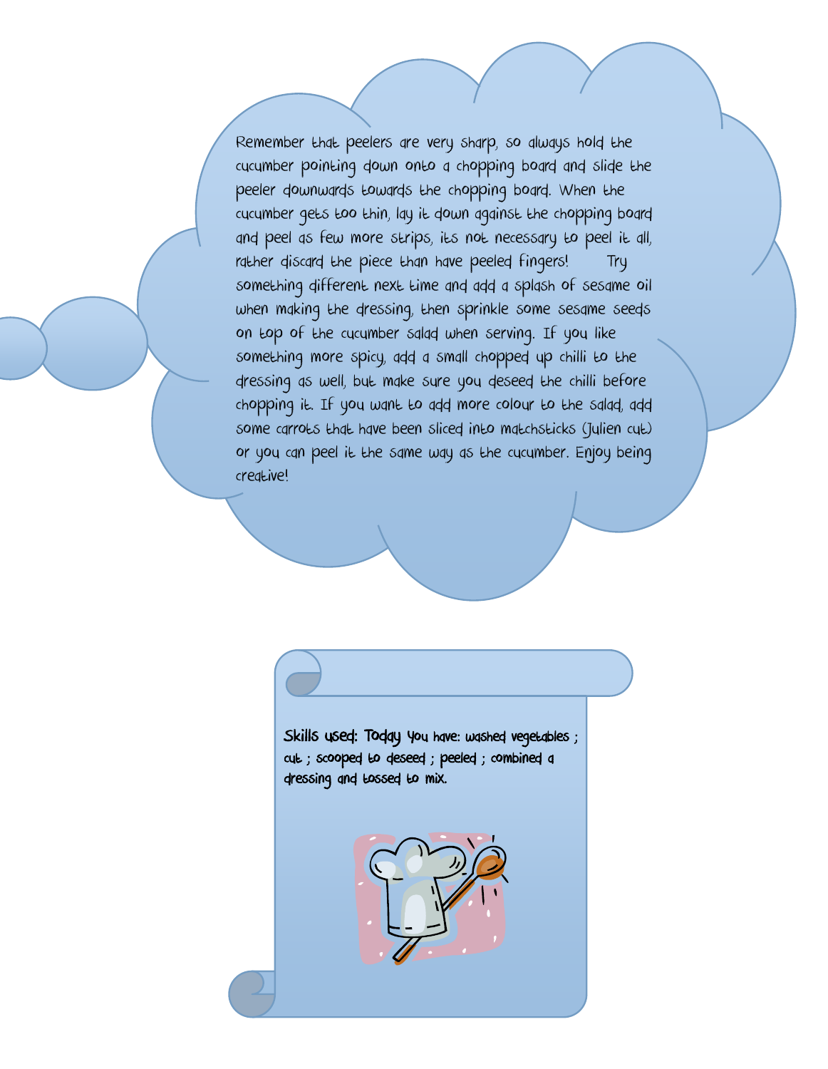Remember that peelers are very sharp, so always hold the cucumber pointing down onto a chopping board and slide the peeler downwards towards the chopping board. When the cucumber gets too thin, lay it down against the chopping board and peel as few more strips, its not necessary to peel it all, rather discard the piece than have peeled fingers! Try something different next time and add a splash of sesame oil when making the dressing, then sprinkle some sesame seeds on top of the cucumber salad when serving. If you like something more spicy, add a small chopped up chilli to the dressing as well, but make sure you deseed the chilli before chopping it. If you want to add more colour to the salad, add some carrots that have been sliced into matchsticks (Julien cut) or you can peel it the same way as the cucumber. Enjoy being creative!

**Skills used:** Today you have: washed vegetables ; cut ; scooped to deseed ; peeled ; combined a dressing and tossed to mix.